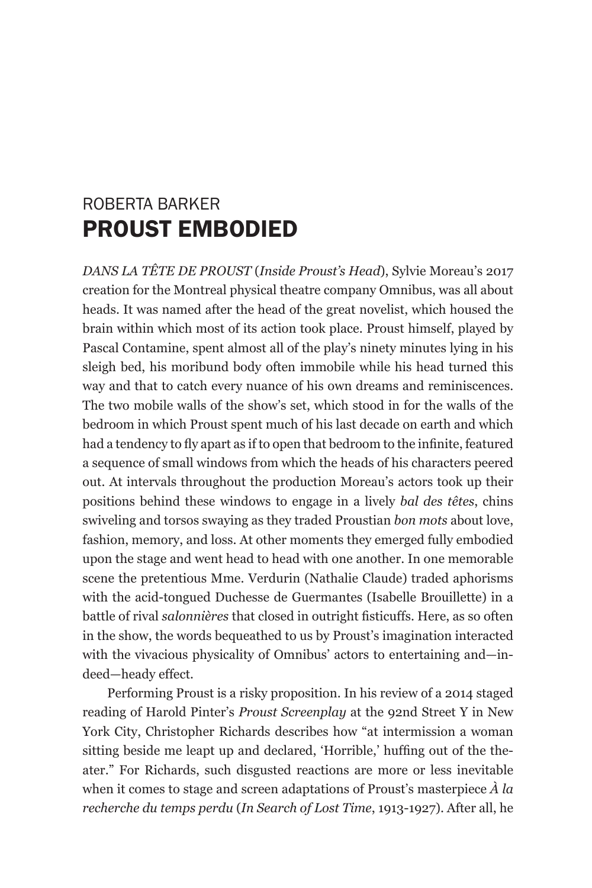ROBERTA BARKER

# PROUST EMBODIED

*DANS LA TÊTE DE PROUST* (*Inside Proust's Head*), Sylvie Moreau's 2017 creation for the Montreal physical theatre company Omnibus, was all about heads. It was named after the head of the great novelist, which housed the brain within which most of its action took place. Proust himself, played by Pascal Contamine, spent almost all of the play's ninety minutes lying in his sleigh bed, his moribund body often immobile while his head turned this way and that to catch every nuance of his own dreams and reminiscences. The two mobile walls of the show's set, which stood in for the walls of the bedroom in which Proust spent much of his last decade on earth and which had a tendency to fly apart as if to open that bedroom to the infinite, featured a sequence of small windows from which the heads of his characters peered out. At intervals throughout the production Moreau's actors took up their positions behind these windows to engage in a lively *bal des têtes*, chins swiveling and torsos swaying as they traded Proustian *bon mots* about love, fashion, memory, and loss. At other moments they emerged fully embodied upon the stage and went head to head with one another. In one memorable scene the pretentious Mme. Verdurin (Nathalie Claude) traded aphorisms with the acid-tongued Duchesse de Guermantes (Isabelle Brouillette) in a battle of rival *salonnières* that closed in outright fisticuffs. Here, as so often in the show, the words bequeathed to us by Proust's imagination interacted with the vivacious physicality of Omnibus' actors to entertaining and—indeed—heady effect.

Performing Proust is a risky proposition. In his review of a 2014 staged reading of Harold Pinter's *Proust Screenplay* at the 92nd Street Y in New York City, Christopher Richards describes how "at intermission a woman sitting beside me leapt up and declared, 'Horrible,' huffing out of the theater." For Richards, such disgusted reactions are more or less inevitable when it comes to stage and screen adaptations of Proust's masterpiece *À la recherche du temps perdu* (*In Search of Lost Time*, 1913-1927). After all, he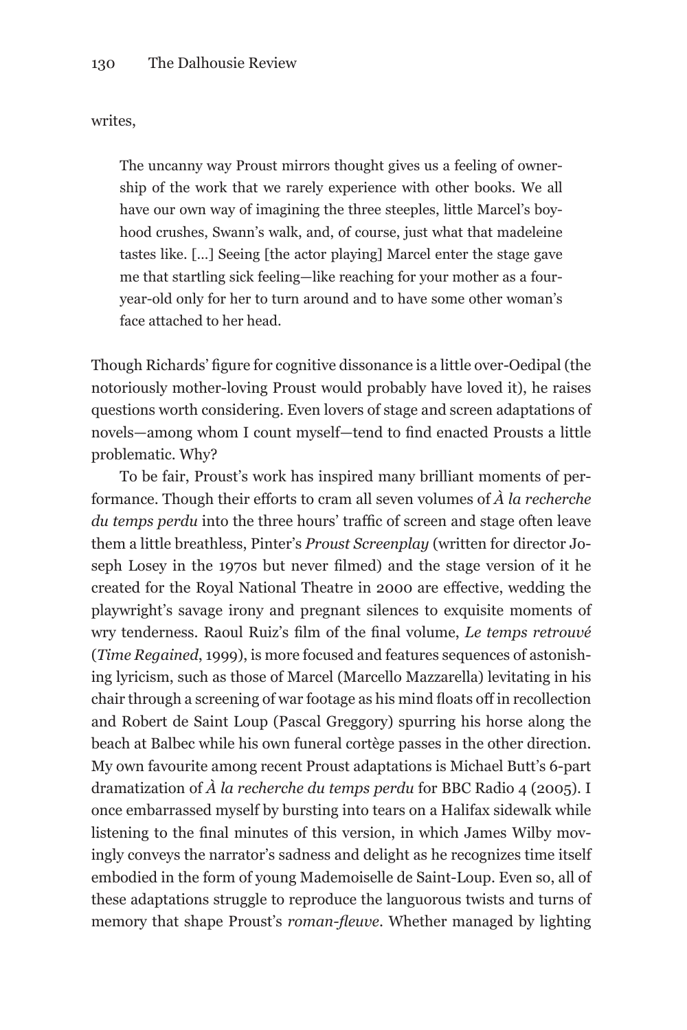writes,

> The uncanny way Proust mirrors thought gives us a feeling of ownership of the work that we rarely experience with other books. We all have our own way of imagining the three steeples, little Marcel's boyhood crushes, Swann's walk, and, of course, just what that madeleine tastes like. [...] Seeing [the actor playing] Marcel enter the stage gave me that startling sick feeling—like reaching for your mother as a four-year-old only for her to turn around and to have some other woman's face attached to her head.

Though Richards' figure for cognitive dissonance is a little over-Oedipal (the notoriously mother-loving Proust would probably have loved it), he raises questions worth considering. Even lovers of stage and screen adaptations of novels—among whom I count myself—tend to find enacted Prousts a little problematic. Why?

To be fair, Proust's work has inspired many brilliant moments of performance. Though their efforts to cram all seven volumes of *À la recherche du temps perdu* into the three hours' traffic of screen and stage often leave them a little breathless, Pinter's *Proust Screenplay* (written for director Joseph Losey in the 1970s but never filmed) and the stage version of it he created for the Royal National Theatre in 2000 are effective, wedding the playwright's savage irony and pregnant silences to exquisite moments of wry tenderness. Raoul Ruiz's film of the final volume, *Le temps retrouvé* (*Time Regained*, 1999), is more focused and features sequences of astonishing lyricism, such as those of Marcel (Marcello Mazzarella) levitating in his chair through a screening of war footage as his mind floats off in recollection and Robert de Saint Loup (Pascal Greggory) spurring his horse along the beach at Balbec while his own funeral cortège passes in the other direction. My own favourite among recent Proust adaptations is Michael Butt's 6-part dramatization of *À la recherche du temps perdu* for BBC Radio 4 (2005). I once embarrassed myself by bursting into tears on a Halifax sidewalk while listening to the final minutes of this version, in which James Wilby movingly conveys the narrator's sadness and delight as he recognizes time itself embodied in the form of young Mademoiselle de Saint-Loup. Even so, all of these adaptations struggle to reproduce the languorous twists and turns of memory that shape Proust's *roman-fleuve*. Whether managed by lighting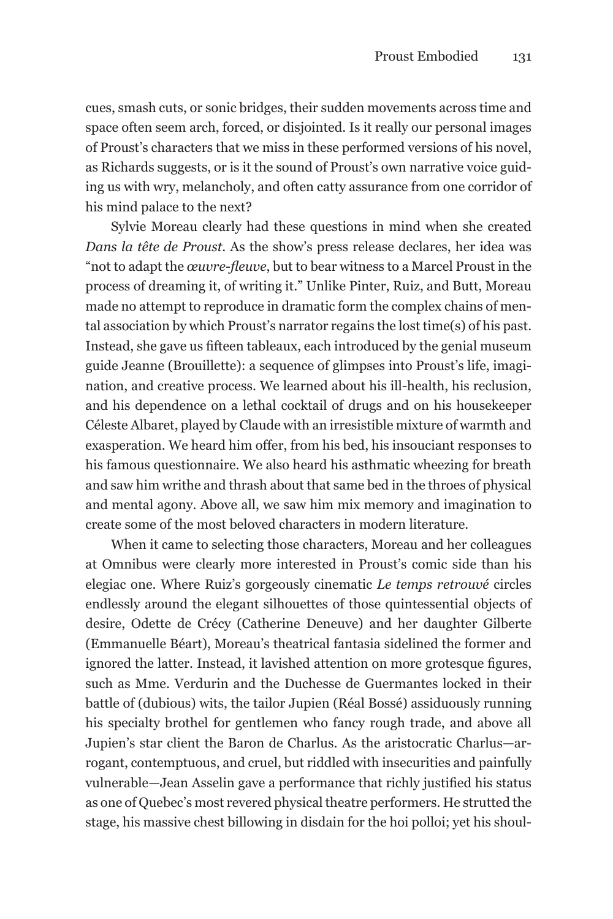cues, smash cuts, or sonic bridges, their sudden movements across time and space often seem arch, forced, or disjointed. Is it really our personal images of Proust's characters that we miss in these performed versions of his novel, as Richards suggests, or is it the sound of Proust's own narrative voice guiding us with wry, melancholy, and often catty assurance from one corridor of his mind palace to the next?

Sylvie Moreau clearly had these questions in mind when she created *Dans la tête de Proust*. As the show's press release declares, her idea was "not to adapt the *œuvre-fleuve*, but to bear witness to a Marcel Proust in the process of dreaming it, of writing it." Unlike Pinter, Ruiz, and Butt, Moreau made no attempt to reproduce in dramatic form the complex chains of mental association by which Proust's narrator regains the lost time(s) of his past. Instead, she gave us fifteen tableaux, each introduced by the genial museum guide Jeanne (Brouillette): a sequence of glimpses into Proust's life, imagination, and creative process. We learned about his ill-health, his reclusion, and his dependence on a lethal cocktail of drugs and on his housekeeper Céleste Albaret, played by Claude with an irresistible mixture of warmth and exasperation. We heard him offer, from his bed, his insouciant responses to his famous questionnaire. We also heard his asthmatic wheezing for breath and saw him writhe and thrash about that same bed in the throes of physical and mental agony. Above all, we saw him mix memory and imagination to create some of the most beloved characters in modern literature.

When it came to selecting those characters, Moreau and her colleagues at Omnibus were clearly more interested in Proust's comic side than his elegiac one. Where Ruiz's gorgeously cinematic *Le temps retrouvé* circles endlessly around the elegant silhouettes of those quintessential objects of desire, Odette de Crécy (Catherine Deneuve) and her daughter Gilberte (Emmanuelle Béart), Moreau's theatrical fantasia sidelined the former and ignored the latter. Instead, it lavished attention on more grotesque figures, such as Mme. Verdurin and the Duchesse de Guermantes locked in their battle of (dubious) wits, the tailor Jupien (Réal Bossé) assiduously running his specialty brothel for gentlemen who fancy rough trade, and above all Jupien's star client the Baron de Charlus. As the aristocratic Charlus—arrogant, contemptuous, and cruel, but riddled with insecurities and painfully vulnerable—Jean Asselin gave a performance that richly justified his status as one of Quebec's most revered physical theatre performers. He strutted the stage, his massive chest billowing in disdain for the hoi polloi; yet his shoul-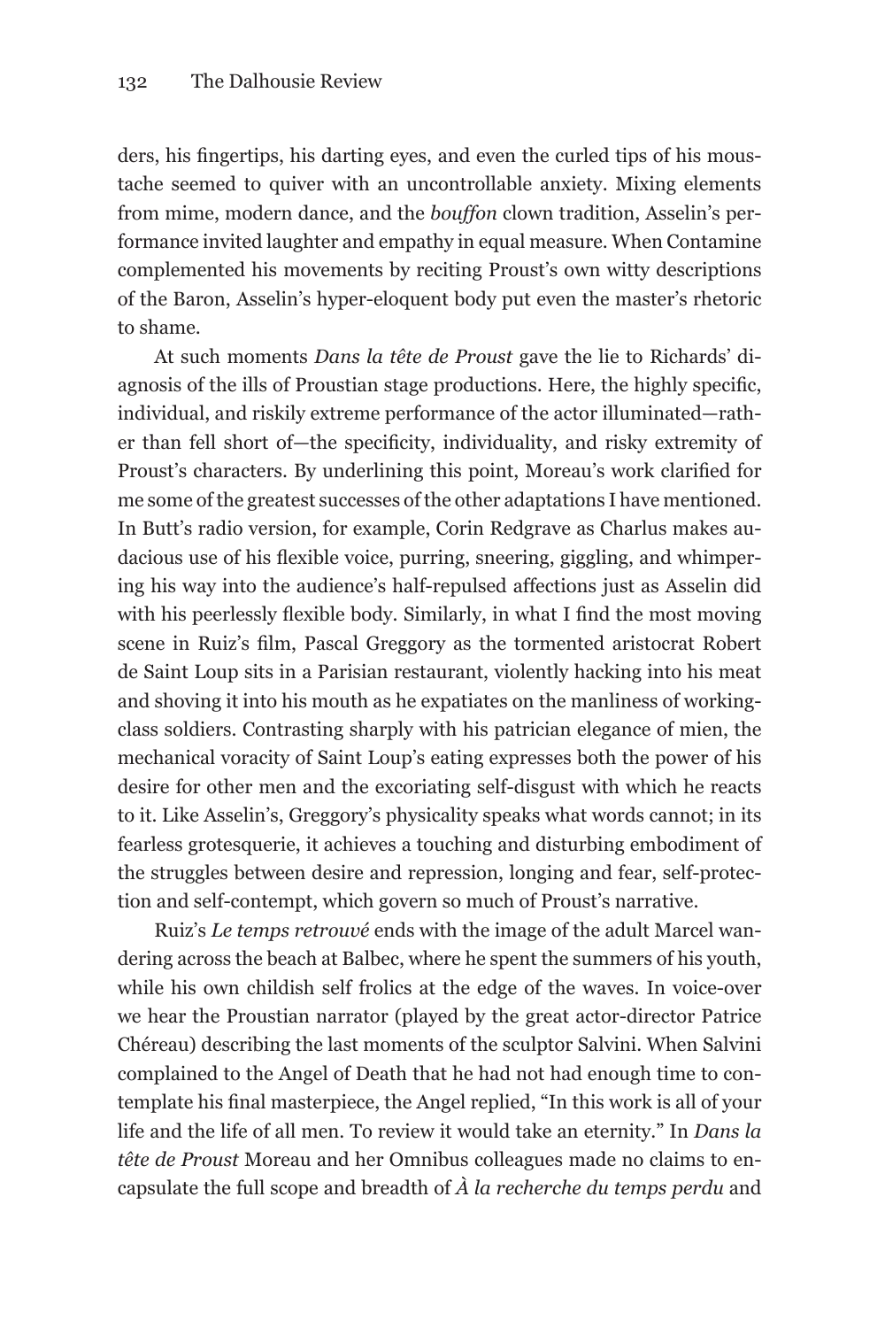ders, his fingertips, his darting eyes, and even the curled tips of his moustache seemed to quiver with an uncontrollable anxiety. Mixing elements from mime, modern dance, and the *bouffon* clown tradition, Asselin's performance invited laughter and empathy in equal measure. When Contamine complemented his movements by reciting Proust's own witty descriptions of the Baron, Asselin's hyper-eloquent body put even the master's rhetoric to shame.

At such moments *Dans la tête de Proust* gave the lie to Richards' diagnosis of the ills of Proustian stage productions. Here, the highly specific, individual, and riskily extreme performance of the actor illuminated—rather than fell short of—the specificity, individuality, and risky extremity of Proust's characters. By underlining this point, Moreau's work clarified for me some of the greatest successes of the other adaptations I have mentioned. In Butt's radio version, for example, Corin Redgrave as Charlus makes audacious use of his flexible voice, purring, sneering, giggling, and whimpering his way into the audience's half-repulsed affections just as Asselin did with his peerlessly flexible body. Similarly, in what I find the most moving scene in Ruiz's film, Pascal Greggory as the tormented aristocrat Robert de Saint Loup sits in a Parisian restaurant, violently hacking into his meat and shoving it into his mouth as he expatiates on the manliness of working-class soldiers. Contrasting sharply with his patrician elegance of mien, the mechanical voracity of Saint Loup's eating expresses both the power of his desire for other men and the excoriating self-disgust with which he reacts to it. Like Asselin's, Greggory's physicality speaks what words cannot; in its fearless grotesquerie, it achieves a touching and disturbing embodiment of the struggles between desire and repression, longing and fear, self-protection and self-contempt, which govern so much of Proust's narrative.

Ruiz's *Le temps retrouvé* ends with the image of the adult Marcel wandering across the beach at Balbec, where he spent the summers of his youth, while his own childish self frolics at the edge of the waves. In voice-over we hear the Proustian narrator (played by the great actor-director Patrice Chéreau) describing the last moments of the sculptor Salvini. When Salvini complained to the Angel of Death that he had not had enough time to contemplate his final masterpiece, the Angel replied, "In this work is all of your life and the life of all men. To review it would take an eternity." In *Dans la tête de Proust* Moreau and her Omnibus colleagues made no claims to encapsulate the full scope and breadth of *À la recherche du temps perdu* and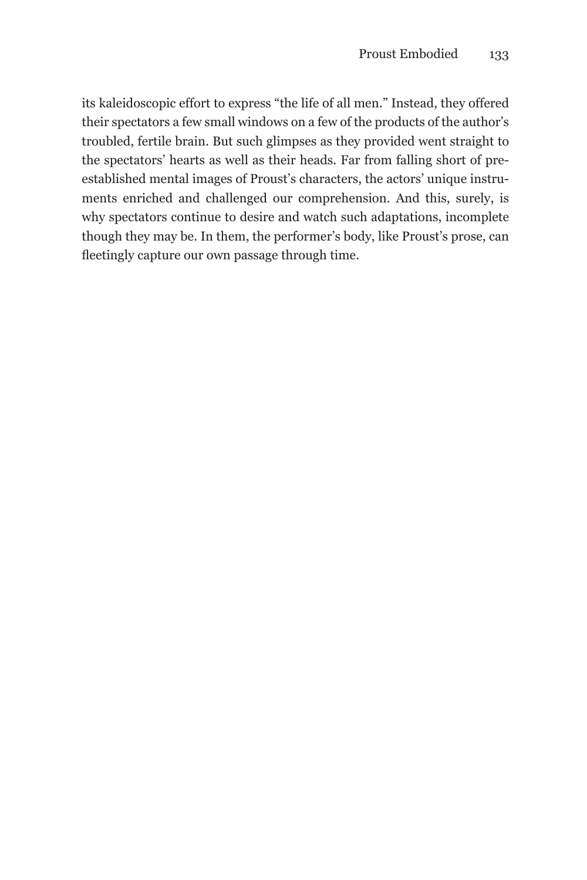its kaleidoscopic effort to express “the life of all men.” Instead, they offered their spectators a few small windows on a few of the products of the author’s troubled, fertile brain. But such glimpses as they provided went straight to the spectators’ hearts as well as their heads. Far from falling short of preestablished mental images of Proust’s characters, the actors’ unique instruments enriched and challenged our comprehension. And this, surely, is why spectators continue to desire and watch such adaptations, incomplete though they may be. In them, the performer’s body, like Proust’s prose, can fleetingly capture our own passage through time.